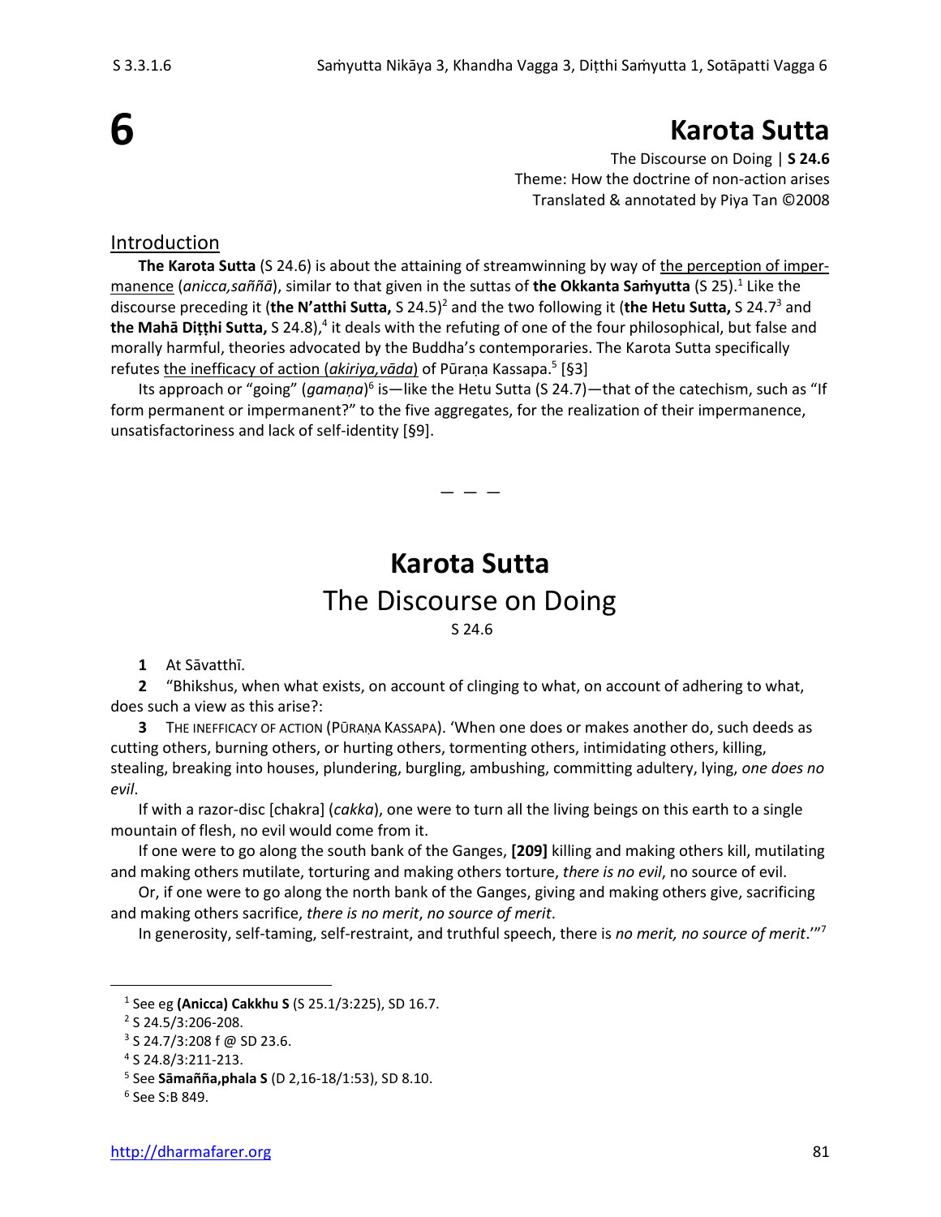# 6 Karota Sutta

The Discourse on Doing | **S 24.6**
Theme: How the doctrine of non-action arises
Translated & annotated by Piya Tan ©2008

## Introduction

**The Karota Sutta** (S 24.6) is about the attaining of streamwinning by way of the perception of impermanence (*anicca,saññā*), similar to that given in the suttas of **the Okkanta Saṁyutta** (S 25).[1] Like the discourse preceding it (**the N'atthi Sutta,** S 24.5)[2] and the two following it (**the Hetu Sutta,** S 24.7[3] and **the Mahā Diṭṭhi Sutta,** S 24.8),[4] it deals with the refuting of one of the four philosophical, but false and morally harmful, theories advocated by the Buddha's contemporaries. The Karota Sutta specifically refutes the inefficacy of action (*akiriya,vāda*) of Pūraṇa Kassapa.[5] [§3]

Its approach or "going" (*gamaṇa*)[6] is—like the Hetu Sutta (S 24.7)—that of the catechism, such as "If form permanent or impermanent?" to the five aggregates, for the realization of their impermanence, unsatisfactoriness and lack of self-identity [§9].

— — —

# Karota Sutta
## The Discourse on Doing
S 24.6

**1** At Sāvatthī.

**2** "Bhikshus, when what exists, on account of clinging to what, on account of adhering to what, does such a view as this arise?:

**3** THE INEFFICACY OF ACTION (PŪRAṆA KASSAPA). 'When one does or makes another do, such deeds as cutting others, burning others, or hurting others, tormenting others, intimidating others, killing, stealing, breaking into houses, plundering, burgling, ambushing, committing adultery, lying, *one does no evil*.

If with a razor-disc [chakra] (*cakka*), one were to turn all the living beings on this earth to a single mountain of flesh, no evil would come from it.

If one were to go along the south bank of the Ganges, **[209]** killing and making others kill, mutilating and making others mutilate, torturing and making others torture, *there is no evil*, no source of evil.

Or, if one were to go along the north bank of the Ganges, giving and making others give, sacrificing and making others sacrifice, *there is no merit*, *no source of merit*.

In generosity, self-taming, self-restraint, and truthful speech, there is *no merit, no source of merit*.'"[7]

---

[1] See eg **(Anicca) Cakkhu S** (S 25.1/3:225), SD 16.7.

[2] S 24.5/3:206-208.

[3] S 24.7/3:208 f @ SD 23.6.

[4] S 24.8/3:211-213.

[5] See **Sāmañña,phala S** (D 2,16-18/1:53), SD 8.10.

[6] See S:B 849.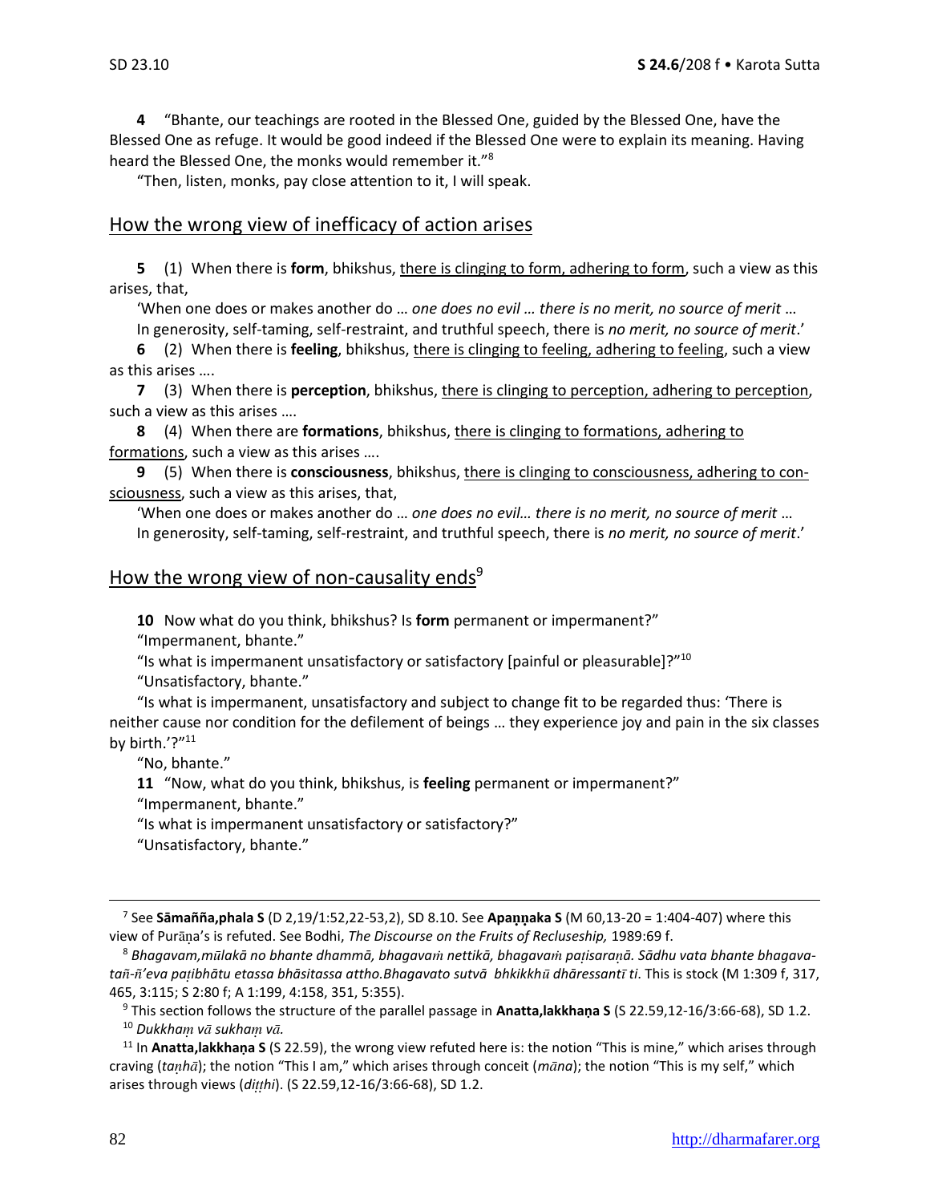**4** "Bhante, our teachings are rooted in the Blessed One, guided by the Blessed One, have the Blessed One as refuge. It would be good indeed if the Blessed One were to explain its meaning. Having heard the Blessed One, the monks would remember it."[8]

"Then, listen, monks, pay close attention to it, I will speak.

## How the wrong view of inefficacy of action arises

**5** (1) When there is **form**, bhikshus, there is clinging to form, adhering to form, such a view as this arises, that,

'When one does or makes another do … *one does no evil … there is no merit, no source of merit* …
In generosity, self-taming, self-restraint, and truthful speech, there is *no merit, no source of merit*.'

**6** (2) When there is **feeling**, bhikshus, there is clinging to feeling, adhering to feeling, such a view as this arises ….

**7** (3) When there is **perception**, bhikshus, there is clinging to perception, adhering to perception, such a view as this arises ….

**8** (4) When there are **formations**, bhikshus, there is clinging to formations, adhering to formations, such a view as this arises ….

**9** (5) When there is **consciousness**, bhikshus, there is clinging to consciousness, adhering to consciousness, such a view as this arises, that,

'When one does or makes another do … *one does no evil… there is no merit, no source of merit* …
In generosity, self-taming, self-restraint, and truthful speech, there is *no merit, no source of merit*.'

## How the wrong view of non-causality ends[9]

**10** Now what do you think, bhikshus? Is **form** permanent or impermanent?"

"Impermanent, bhante."

"Is what is impermanent unsatisfactory or satisfactory [painful or pleasurable]?"[10]

"Unsatisfactory, bhante."

"Is what is impermanent, unsatisfactory and subject to change fit to be regarded thus: 'There is neither cause nor condition for the defilement of beings … they experience joy and pain in the six classes by birth.'?"[11]

"No, bhante."

**11** "Now, what do you think, bhikshus, is **feeling** permanent or impermanent?"

"Impermanent, bhante."

"Is what is impermanent unsatisfactory or satisfactory?"

"Unsatisfactory, bhante."

---

[7] See **Sāmañña,phala S** (D 2,19/1:52,22-53,2), SD 8.10. See **Apaṇṇaka S** (M 60,13-20 = 1:404-407) where this view of Purāṇa's is refuted. See Bodhi, *The Discourse on the Fruits of Recluseship,* 1989:69 f.

[8] *Bhagavam,mūlakā no bhante dhammā, bhagavaṁ nettikā, bhagavaṁ paṭisaraṇā. Sādhu vata bhante bhagavatañ-ñ'eva paṭibhātu etassa bhāsitassa attho.Bhagavato sutvā bhkikkhū dhāressantī ti*. This is stock (M 1:309 f, 317, 465, 3:115; S 2:80 f; A 1:199, 4:158, 351, 5:355).

[9] This section follows the structure of the parallel passage in **Anatta,lakkhaṇa S** (S 22.59,12-16/3:66-68), SD 1.2.

[10] *Dukkhaṃ vā sukhaṃ vā.*

[11] In **Anatta,lakkhaṇa S** (S 22.59), the wrong view refuted here is: the notion "This is mine," which arises through craving (*taṇhā*); the notion "This I am," which arises through conceit (*māna*); the notion "This is my self," which arises through views (*diṭṭhi*). (S 22.59,12-16/3:66-68), SD 1.2.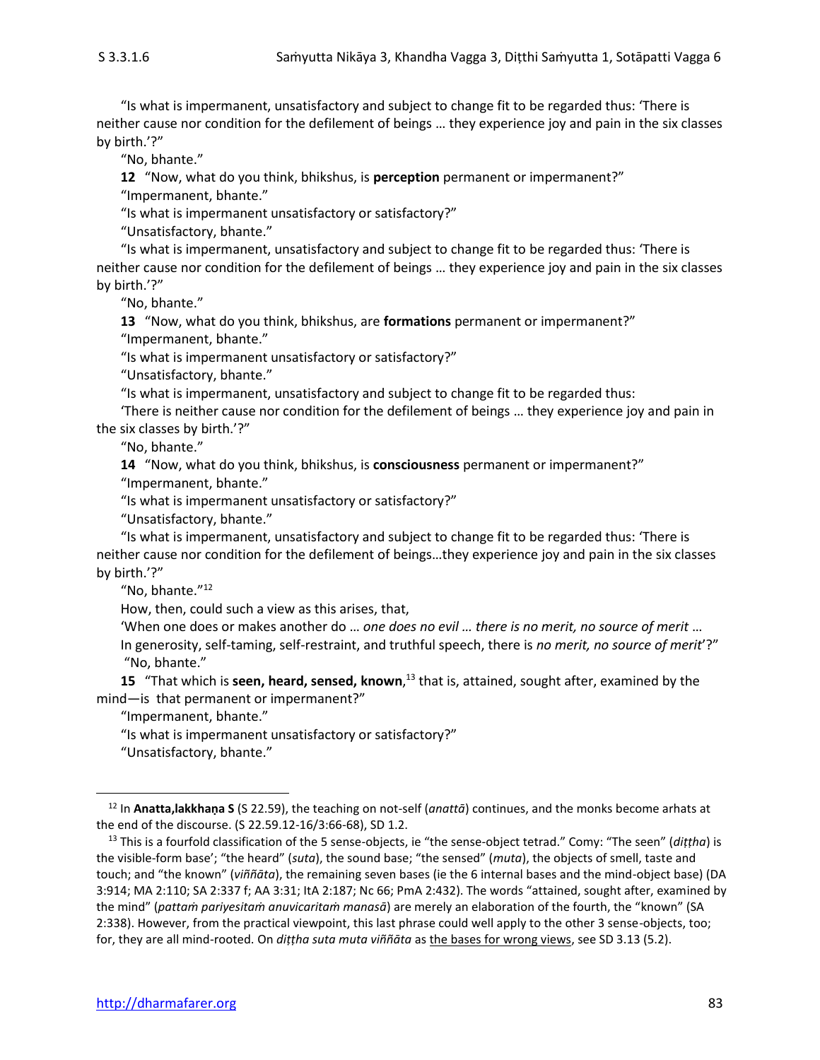"Is what is impermanent, unsatisfactory and subject to change fit to be regarded thus: 'There is neither cause nor condition for the defilement of beings … they experience joy and pain in the six classes by birth.'?"

"No, bhante."

**12** "Now, what do you think, bhikshus, is **perception** permanent or impermanent?"

"Impermanent, bhante."

"Is what is impermanent unsatisfactory or satisfactory?"

"Unsatisfactory, bhante."

"Is what is impermanent, unsatisfactory and subject to change fit to be regarded thus: 'There is neither cause nor condition for the defilement of beings … they experience joy and pain in the six classes by birth.'?"

"No, bhante."

**13** "Now, what do you think, bhikshus, are **formations** permanent or impermanent?"

"Impermanent, bhante."

"Is what is impermanent unsatisfactory or satisfactory?"

"Unsatisfactory, bhante."

"Is what is impermanent, unsatisfactory and subject to change fit to be regarded thus:

'There is neither cause nor condition for the defilement of beings … they experience joy and pain in the six classes by birth.'?"

"No, bhante."

**14** "Now, what do you think, bhikshus, is **consciousness** permanent or impermanent?"

"Impermanent, bhante."

"Is what is impermanent unsatisfactory or satisfactory?"

"Unsatisfactory, bhante."

"Is what is impermanent, unsatisfactory and subject to change fit to be regarded thus: 'There is neither cause nor condition for the defilement of beings…they experience joy and pain in the six classes by birth.'?"

"No, bhante."[12]

How, then, could such a view as this arises, that,

'When one does or makes another do … *one does no evil … there is no merit, no source of merit* … In generosity, self-taming, self-restraint, and truthful speech, there is *no merit, no source of merit*'?"

"No, bhante."

**15** "That which is **seen, heard, sensed, known**,[13] that is, attained, sought after, examined by the mind—is that permanent or impermanent?"

"Impermanent, bhante."

"Is what is impermanent unsatisfactory or satisfactory?"

"Unsatisfactory, bhante."

---

[12] In **Anatta,lakkhaṇa S** (S 22.59), the teaching on not-self (*anattā*) continues, and the monks become arhats at the end of the discourse. (S 22.59.12-16/3:66-68), SD 1.2.

[13] This is a fourfold classification of the 5 sense-objects, ie "the sense-object tetrad." Comy: "The seen" (*diṭṭha*) is the visible-form base'; "the heard" (*suta*), the sound base; "the sensed" (*muta*), the objects of smell, taste and touch; and "the known" (*viññāta*), the remaining seven bases (ie the 6 internal bases and the mind-object base) (DA 3:914; MA 2:110; SA 2:337 f; AA 3:31; ItA 2:187; Nc 66; PmA 2:432). The words "attained, sought after, examined by the mind" (*pattaṁ pariyesitaṁ anuvicaritaṁ manasā*) are merely an elaboration of the fourth, the "known" (SA 2:338). However, from the practical viewpoint, this last phrase could well apply to the other 3 sense-objects, too; for, they are all mind-rooted. On *diṭṭha suta muta viññāta* as the bases for wrong views, see SD 3.13 (5.2).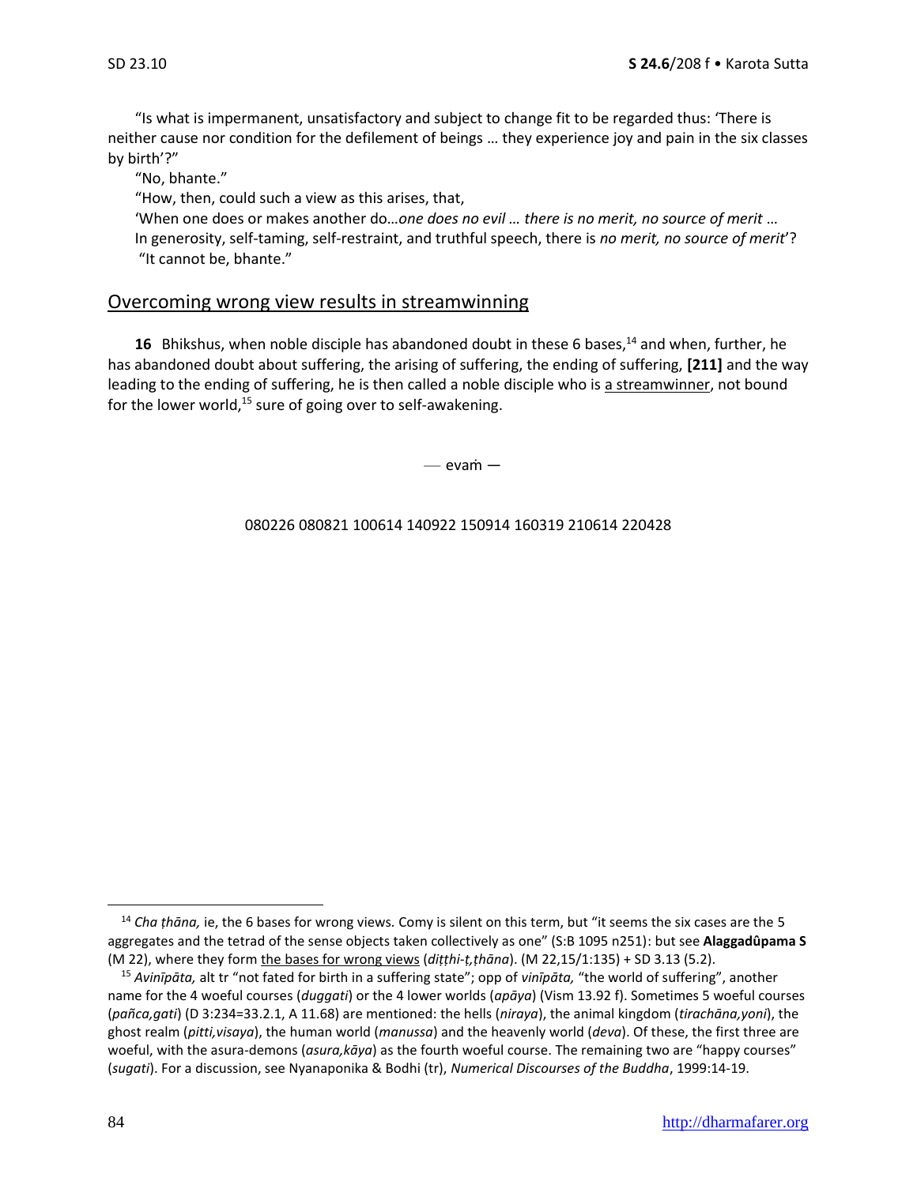"Is what is impermanent, unsatisfactory and subject to change fit to be regarded thus: 'There is neither cause nor condition for the defilement of beings … they experience joy and pain in the six classes by birth'?"

"No, bhante."

"How, then, could such a view as this arises, that,

'When one does or makes another do…*one does no evil … there is no merit, no source of merit* … In generosity, self-taming, self-restraint, and truthful speech, there is *no merit, no source of merit*'?

"It cannot be, bhante."

## Overcoming wrong view results in streamwinning

**16** Bhikshus, when noble disciple has abandoned doubt in these 6 bases,[14] and when, further, he has abandoned doubt about suffering, the arising of suffering, the ending of suffering, **[211]** and the way leading to the ending of suffering, he is then called a noble disciple who is a streamwinner, not bound for the lower world,[15] sure of going over to self-awakening.

— evaṁ —

080226 080821 100614 140922 150914 160319 210614 220428

---

[14] *Cha ṭhāna,* ie, the 6 bases for wrong views. Comy is silent on this term, but "it seems the six cases are the 5 aggregates and the tetrad of the sense objects taken collectively as one" (S:B 1095 n251): but see **Alaggadûpama S** (M 22), where they form the bases for wrong views (*diṭṭhi-ṭ,ṭhāna*). (M 22,15/1:135) + SD 3.13 (5.2).

[15] *Avinīpāta,* alt tr "not fated for birth in a suffering state"; opp of *vinīpāta,* "the world of suffering", another name for the 4 woeful courses (*duggati*) or the 4 lower worlds (*apāya*) (Vism 13.92 f). Sometimes 5 woeful courses (*pañca,gati*) (D 3:234=33.2.1, A 11.68) are mentioned: the hells (*niraya*), the animal kingdom (*tirachāna,yoni*), the ghost realm (*pitti,visaya*), the human world (*manussa*) and the heavenly world (*deva*). Of these, the first three are woeful, with the asura-demons (*asura,kāya*) as the fourth woeful course. The remaining two are "happy courses" (*sugati*). For a discussion, see Nyanaponika & Bodhi (tr), *Numerical Discourses of the Buddha*, 1999:14-19.